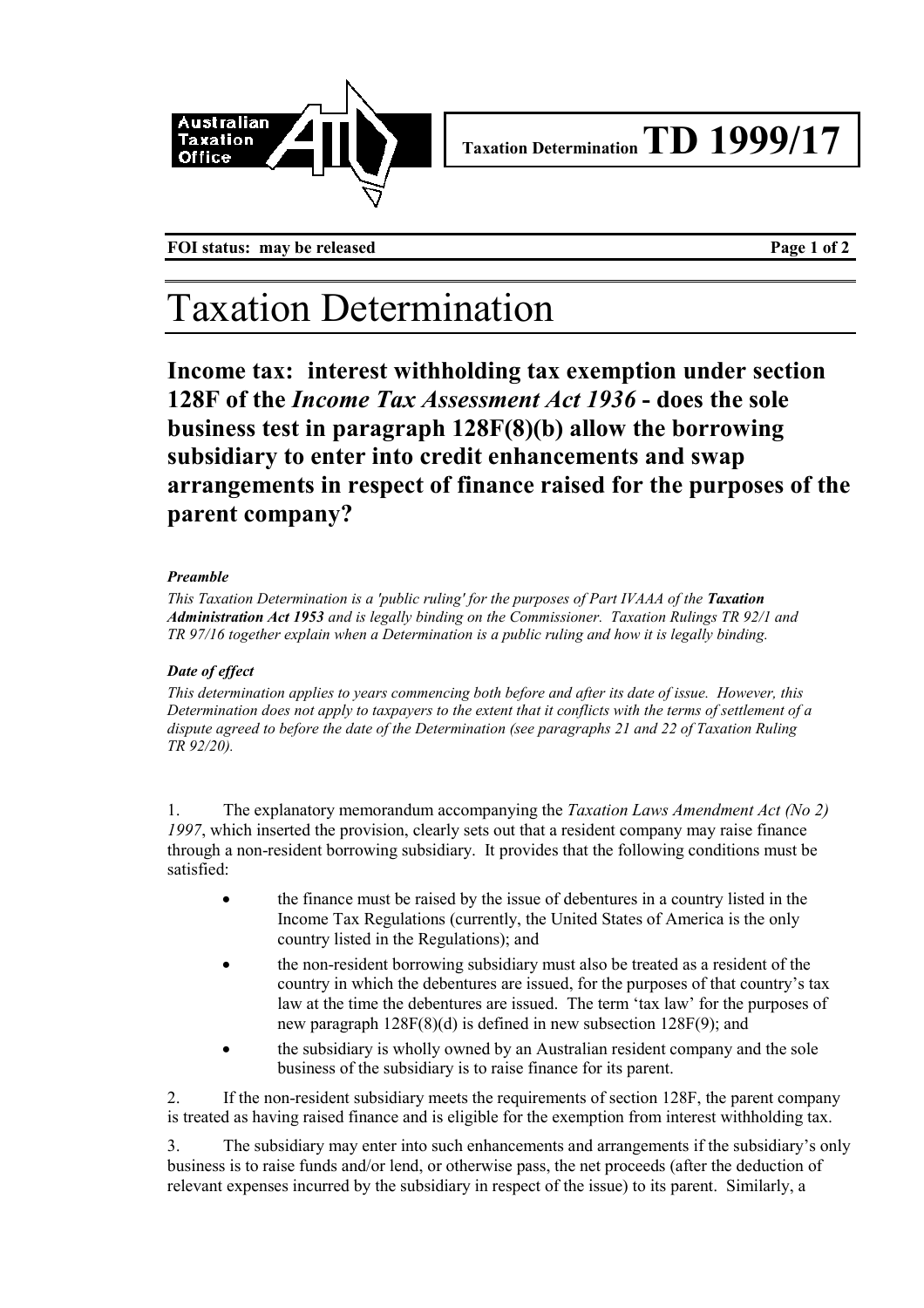Taxation Determination **TD 1999/17**

**FOI status: may be released**

# Taxation Determination

## Income tax: interest withholding tax exemption under section 128F of the *Income Tax Assessment Act 1936* - does the sole business test in paragraph 128F(8)(b) allow the borrowing subsidiary to enter into credit enhancements and swap arrangements in respect of finance raised for the purposes of the parent company?

***Preamble***

*This Taxation Determination is a 'public ruling' for the purposes of Part IVAAA of the* ***Taxation Administration Act 1953*** *and is legally binding on the Commissioner. Taxation Rulings TR 92/1 and TR 97/16 together explain when a Determination is a public ruling and how it is legally binding.*

***Date of effect***

*This determination applies to years commencing both before and after its date of issue. However, this Determination does not apply to taxpayers to the extent that it conflicts with the terms of settlement of a dispute agreed to before the date of the Determination (see paragraphs 21 and 22 of Taxation Ruling TR 92/20).*

1. The explanatory memorandum accompanying the *Taxation Laws Amendment Act (No 2) 1997*, which inserted the provision, clearly sets out that a resident company may raise finance through a non-resident borrowing subsidiary. It provides that the following conditions must be satisfied:

- the finance must be raised by the issue of debentures in a country listed in the Income Tax Regulations (currently, the United States of America is the only country listed in the Regulations); and
- the non-resident borrowing subsidiary must also be treated as a resident of the country in which the debentures are issued, for the purposes of that country's tax law at the time the debentures are issued. The term 'tax law' for the purposes of new paragraph 128F(8)(d) is defined in new subsection 128F(9); and
- the subsidiary is wholly owned by an Australian resident company and the sole business of the subsidiary is to raise finance for its parent.

2. If the non-resident subsidiary meets the requirements of section 128F, the parent company is treated as having raised finance and is eligible for the exemption from interest withholding tax.

3. The subsidiary may enter into such enhancements and arrangements if the subsidiary's only business is to raise funds and/or lend, or otherwise pass, the net proceeds (after the deduction of relevant expenses incurred by the subsidiary in respect of the issue) to its parent. Similarly, a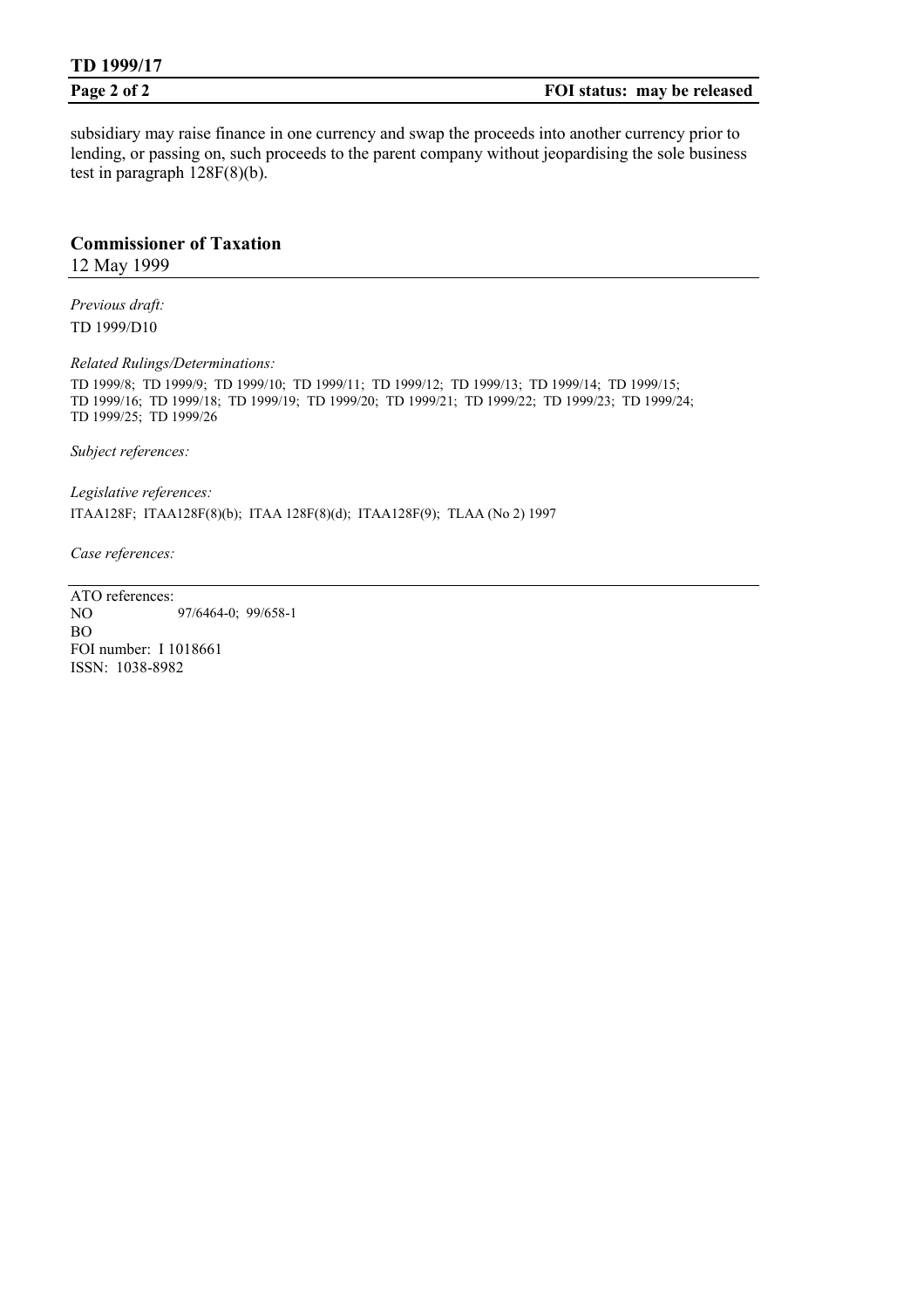subsidiary may raise finance in one currency and swap the proceeds into another currency prior to lending, or passing on, such proceeds to the parent company without jeopardising the sole business test in paragraph 128F(8)(b).

**Commissioner of Taxation**
12 May 1999

*Previous draft:*
TD 1999/D10

*Related Rulings/Determinations:*
TD 1999/8; TD 1999/9; TD 1999/10; TD 1999/11; TD 1999/12; TD 1999/13; TD 1999/14; TD 1999/15; TD 1999/16; TD 1999/18; TD 1999/19; TD 1999/20; TD 1999/21; TD 1999/22; TD 1999/23; TD 1999/24; TD 1999/25; TD 1999/26

*Subject references:*

*Legislative references:*
ITAA128F; ITAA128F(8)(b); ITAA 128F(8)(d); ITAA128F(9); TLAA (No 2) 1997

*Case references:*

---

ATO references:
NO 97/6464-0; 99/658-1
BO
FOI number: I 1018661
ISSN: 1038-8982